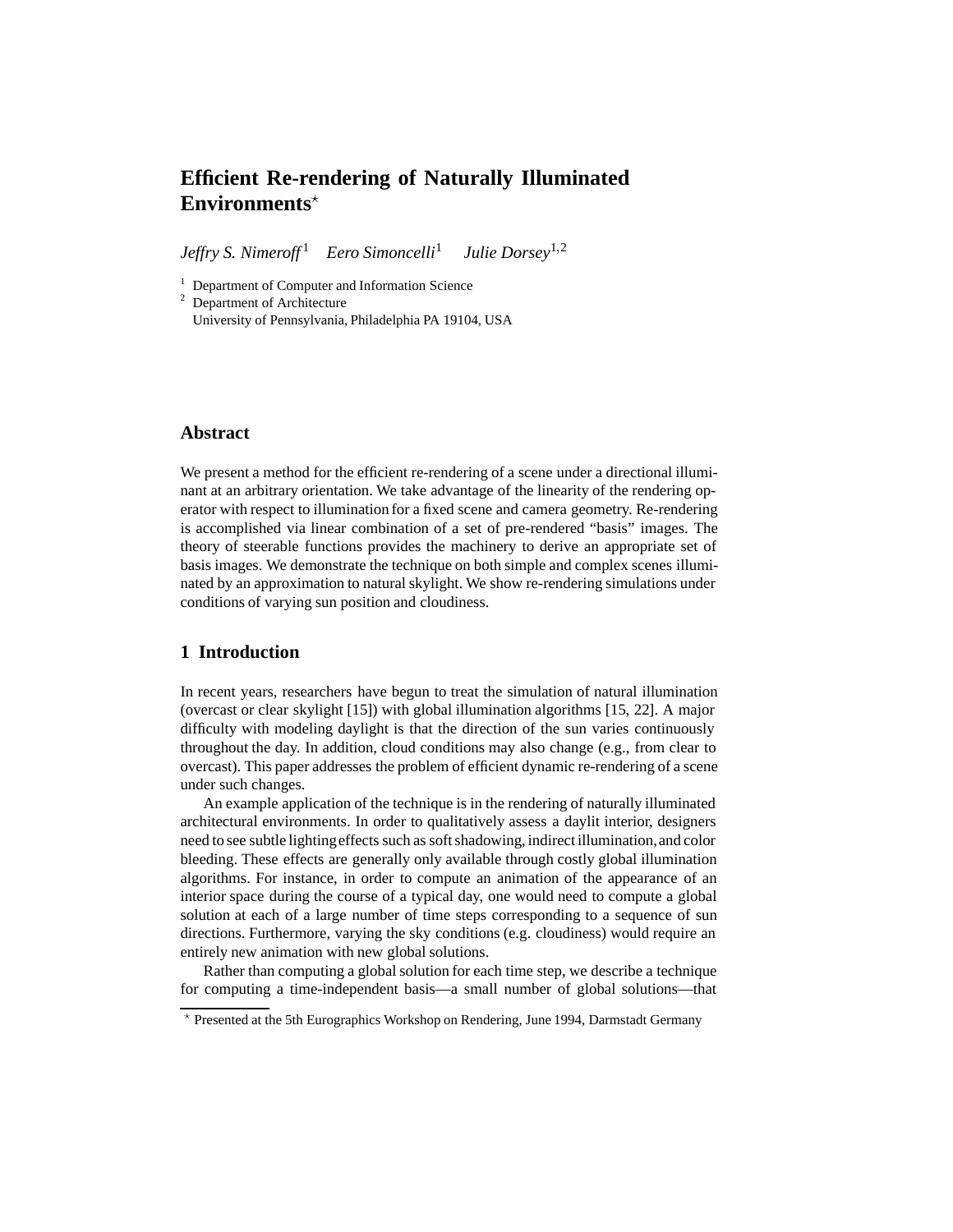# Efficient Re-rendering of Naturally Illuminated Environments*

*Jeffry S. Nimeroff*[1] *Eero Simoncelli*[1] *Julie Dorsey*[1,2]

[1] Department of Computer and Information Science
[2] Department of Architecture
University of Pennsylvania, Philadelphia PA 19104, USA

## Abstract

We present a method for the efficient re-rendering of a scene under a directional illuminant at an arbitrary orientation. We take advantage of the linearity of the rendering operator with respect to illumination for a fixed scene and camera geometry. Re-rendering is accomplished via linear combination of a set of pre-rendered "basis" images. The theory of steerable functions provides the machinery to derive an appropriate set of basis images. We demonstrate the technique on both simple and complex scenes illuminated by an approximation to natural skylight. We show re-rendering simulations under conditions of varying sun position and cloudiness.

## 1 Introduction

In recent years, researchers have begun to treat the simulation of natural illumination (overcast or clear skylight [15]) with global illumination algorithms [15, 22]. A major difficulty with modeling daylight is that the direction of the sun varies continuously throughout the day. In addition, cloud conditions may also change (e.g., from clear to overcast). This paper addresses the problem of efficient dynamic re-rendering of a scene under such changes.

An example application of the technique is in the rendering of naturally illuminated architectural environments. In order to qualitatively assess a daylit interior, designers need to see subtle lighting effects such as soft shadowing, indirect illumination, and color bleeding. These effects are generally only available through costly global illumination algorithms. For instance, in order to compute an animation of the appearance of an interior space during the course of a typical day, one would need to compute a global solution at each of a large number of time steps corresponding to a sequence of sun directions. Furthermore, varying the sky conditions (e.g. cloudiness) would require an entirely new animation with new global solutions.

Rather than computing a global solution for each time step, we describe a technique for computing a time-independent basis—a small number of global solutions—that

* Presented at the 5th Eurographics Workshop on Rendering, June 1994, Darmstadt Germany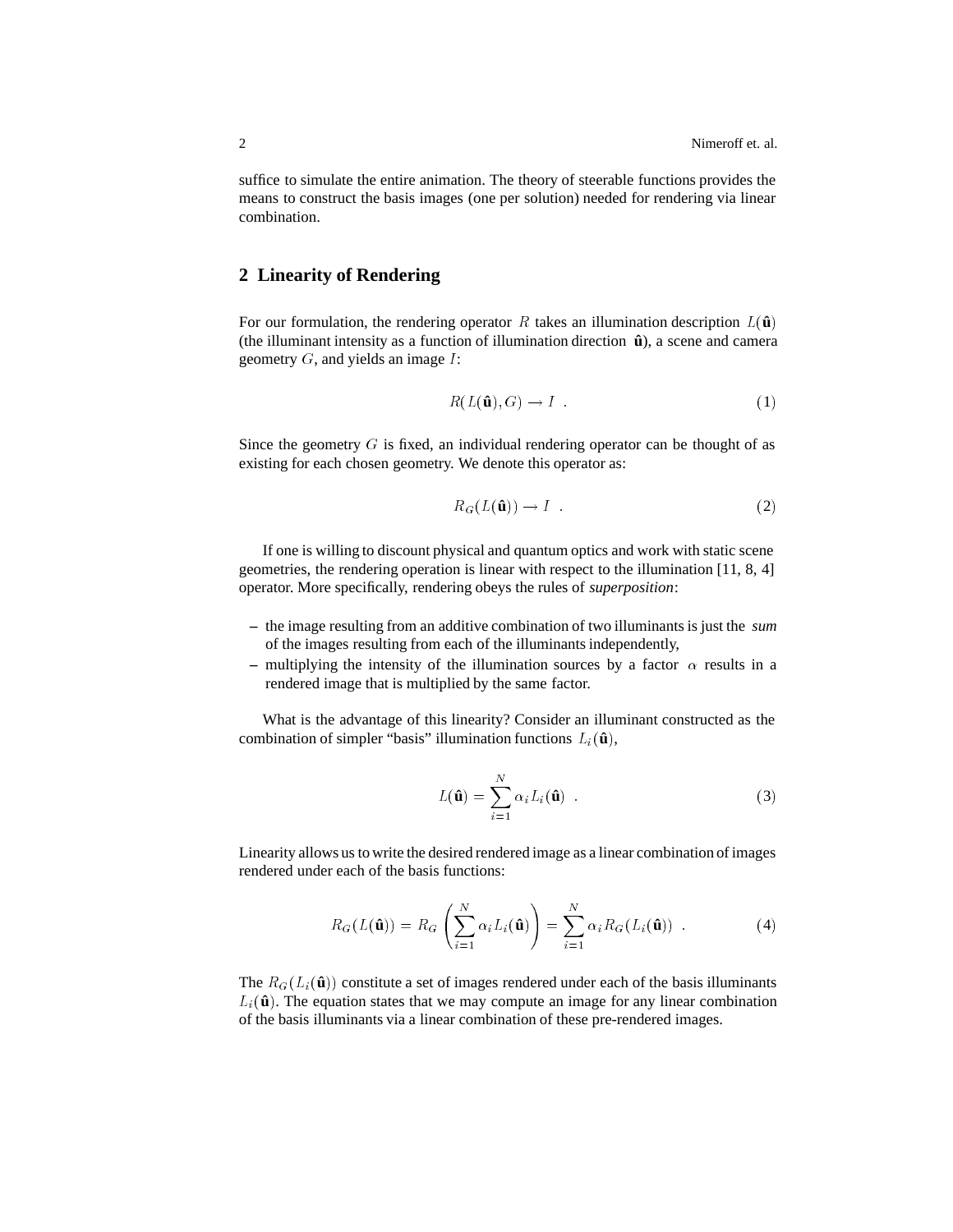suffice to simulate the entire animation. The theory of steerable functions provides the means to construct the basis images (one per solution) needed for rendering via linear combination.

## 2 Linearity of Rendering

For our formulation, the rendering operator $R$ takes an illumination description $L(\hat{\mathbf{u}})$ (the illuminant intensity as a function of illumination direction $\hat{\mathbf{u}}$), a scene and camera geometry $G$, and yields an image $I$:

$$R(L(\hat{\mathbf{u}}), G) \rightarrow I \ . \tag{1}$$

Since the geometry $G$ is fixed, an individual rendering operator can be thought of as existing for each chosen geometry. We denote this operator as:

$$R_G(L(\hat{\mathbf{u}})) \rightarrow I \ . \tag{2}$$

If one is willing to discount physical and quantum optics and work with static scene geometries, the rendering operation is linear with respect to the illumination [11, 8, 4] operator. More specifically, rendering obeys the rules of *superposition*:

- the image resulting from an additive combination of two illuminants is just the *sum* of the images resulting from each of the illuminants independently,
- multiplying the intensity of the illumination sources by a factor $\alpha$ results in a rendered image that is multiplied by the same factor.

What is the advantage of this linearity? Consider an illuminant constructed as the combination of simpler "basis" illumination functions $L_i(\hat{\mathbf{u}})$,

$$L(\hat{\mathbf{u}}) = \sum_{i=1}^{N} \alpha_i L_i(\hat{\mathbf{u}}) \ . \tag{3}$$

Linearity allows us to write the desired rendered image as a linear combination of images rendered under each of the basis functions:

$$R_G(L(\hat{\mathbf{u}})) = R_G\left(\sum_{i=1}^{N} \alpha_i L_i(\hat{\mathbf{u}})\right) = \sum_{i=1}^{N} \alpha_i R_G(L_i(\hat{\mathbf{u}})) \ . \tag{4}$$

The $R_G(L_i(\hat{\mathbf{u}}))$ constitute a set of images rendered under each of the basis illuminants $L_i(\hat{\mathbf{u}})$. The equation states that we may compute an image for any linear combination of the basis illuminants via a linear combination of these pre-rendered images.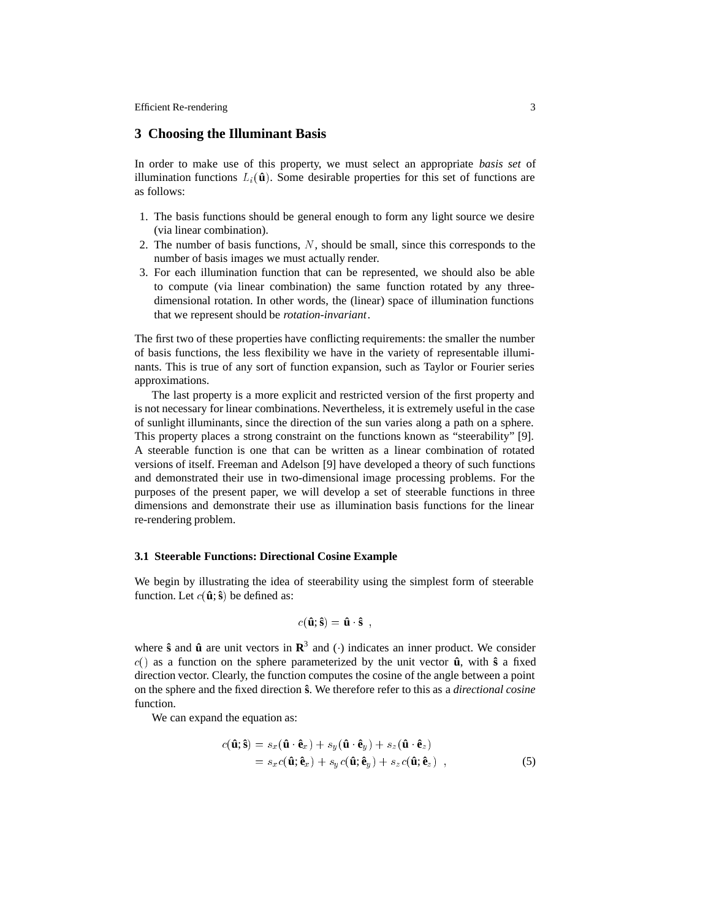## 3 Choosing the Illuminant Basis

In order to make use of this property, we must select an appropriate *basis set* of illumination functions $L_i(\hat{\mathbf{u}})$. Some desirable properties for this set of functions are as follows:

1. The basis functions should be general enough to form any light source we desire (via linear combination).
2. The number of basis functions, $N$, should be small, since this corresponds to the number of basis images we must actually render.
3. For each illumination function that can be represented, we should also be able to compute (via linear combination) the same function rotated by any three-dimensional rotation. In other words, the (linear) space of illumination functions that we represent should be *rotation-invariant*.

The first two of these properties have conflicting requirements: the smaller the number of basis functions, the less flexibility we have in the variety of representable illuminants. This is true of any sort of function expansion, such as Taylor or Fourier series approximations.

The last property is a more explicit and restricted version of the first property and is not necessary for linear combinations. Nevertheless, it is extremely useful in the case of sunlight illuminants, since the direction of the sun varies along a path on a sphere. This property places a strong constraint on the functions known as "steerability" [9]. A steerable function is one that can be written as a linear combination of rotated versions of itself. Freeman and Adelson [9] have developed a theory of such functions and demonstrated their use in two-dimensional image processing problems. For the purposes of the present paper, we will develop a set of steerable functions in three dimensions and demonstrate their use as illumination basis functions for the linear re-rendering problem.

### 3.1 Steerable Functions: Directional Cosine Example

We begin by illustrating the idea of steerability using the simplest form of steerable function. Let $c(\hat{\mathbf{u}}; \hat{\mathbf{s}})$ be defined as:

$$c(\hat{\mathbf{u}}; \hat{\mathbf{s}}) = \hat{\mathbf{u}} \cdot \hat{\mathbf{s}} \ ,$$

where $\hat{\mathbf{s}}$ and $\hat{\mathbf{u}}$ are unit vectors in $\mathbf{R}^3$ and $(\cdot)$ indicates an inner product. We consider $c()$ as a function on the sphere parameterized by the unit vector $\hat{\mathbf{u}}$, with $\hat{\mathbf{s}}$ a fixed direction vector. Clearly, the function computes the cosine of the angle between a point on the sphere and the fixed direction $\hat{\mathbf{s}}$. We therefore refer to this as a *directional cosine* function.

We can expand the equation as:

$$\begin{aligned} c(\hat{\mathbf{u}}; \hat{\mathbf{s}}) &= s_x(\hat{\mathbf{u}} \cdot \hat{\mathbf{e}}_x) + s_y(\hat{\mathbf{u}} \cdot \hat{\mathbf{e}}_y) + s_z(\hat{\mathbf{u}} \cdot \hat{\mathbf{e}}_z) \\ &= s_x c(\hat{\mathbf{u}}; \hat{\mathbf{e}}_x) + s_y c(\hat{\mathbf{u}}; \hat{\mathbf{e}}_y) + s_z c(\hat{\mathbf{u}}; \hat{\mathbf{e}}_z) \ , \end{aligned} \tag{5}$$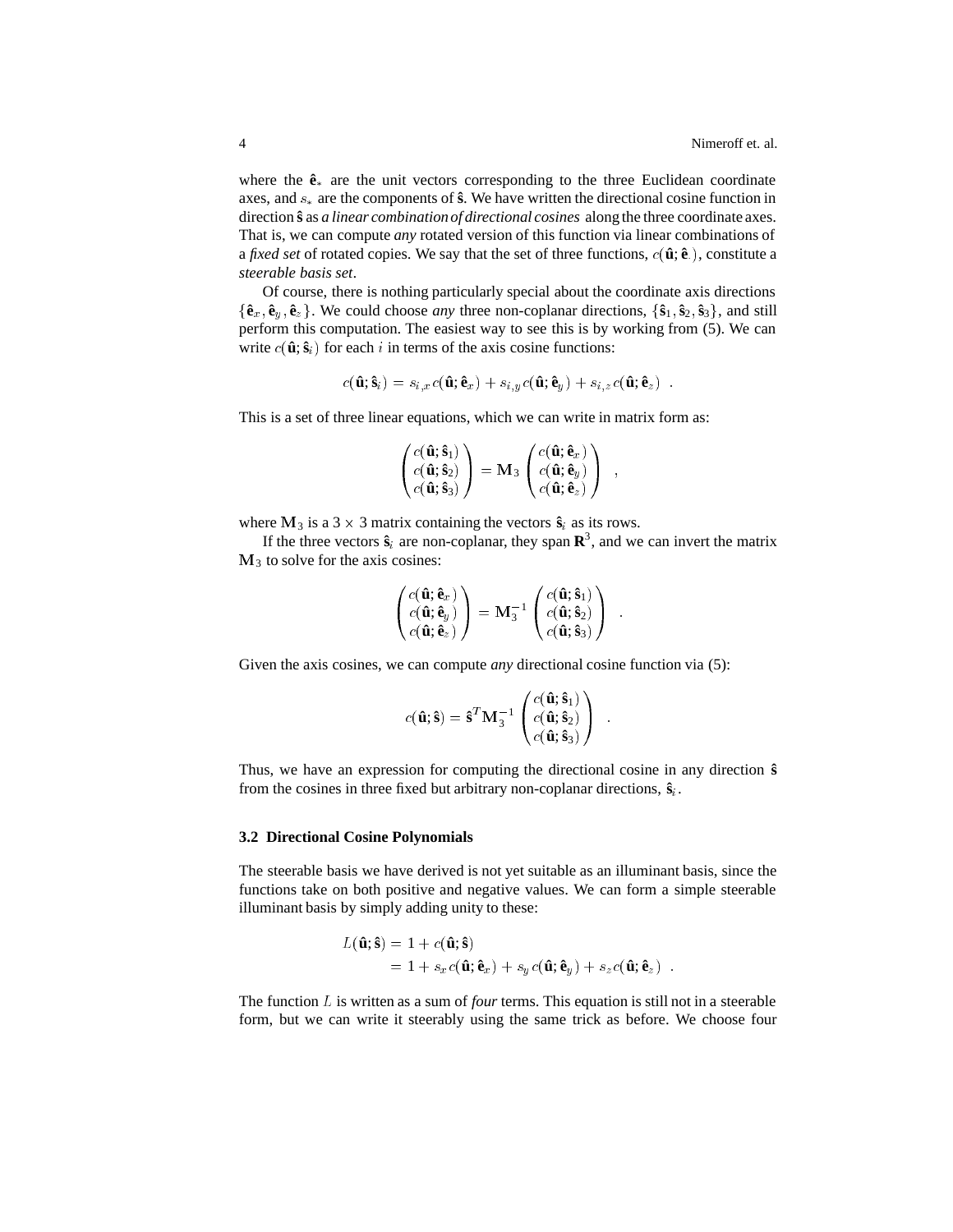where the $\hat{\mathbf{e}}_*$ are the unit vectors corresponding to the three Euclidean coordinate axes, and $s_*$ are the components of $\hat{\mathbf{s}}$. We have written the directional cosine function in direction $\hat{\mathbf{s}}$ as *a linear combination of directional cosines* along the three coordinate axes. That is, we can compute *any* rotated version of this function via linear combinations of a *fixed set* of rotated copies. We say that the set of three functions, $c(\hat{\mathbf{u}}; \hat{\mathbf{e}}_\cdot)$, constitute a *steerable basis set*.

Of course, there is nothing particularly special about the coordinate axis directions $\{\hat{\mathbf{e}}_x, \hat{\mathbf{e}}_y, \hat{\mathbf{e}}_z\}$. We could choose *any* three non-coplanar directions, $\{\hat{\mathbf{s}}_1, \hat{\mathbf{s}}_2, \hat{\mathbf{s}}_3\}$, and still perform this computation. The easiest way to see this is by working from (5). We can write $c(\hat{\mathbf{u}}; \hat{\mathbf{s}}_i)$ for each $i$ in terms of the axis cosine functions:

$$c(\hat{\mathbf{u}}; \hat{\mathbf{s}}_i) = s_{i,x}\, c(\hat{\mathbf{u}}; \hat{\mathbf{e}}_x) + s_{i,y}\, c(\hat{\mathbf{u}}; \hat{\mathbf{e}}_y) + s_{i,z}\, c(\hat{\mathbf{u}}; \hat{\mathbf{e}}_z) \ .$$

This is a set of three linear equations, which we can write in matrix form as:

$$\begin{pmatrix} c(\hat{\mathbf{u}}; \hat{\mathbf{s}}_1) \\ c(\hat{\mathbf{u}}; \hat{\mathbf{s}}_2) \\ c(\hat{\mathbf{u}}; \hat{\mathbf{s}}_3) \end{pmatrix} = \mathbf{M}_3 \begin{pmatrix} c(\hat{\mathbf{u}}; \hat{\mathbf{e}}_x) \\ c(\hat{\mathbf{u}}; \hat{\mathbf{e}}_y) \\ c(\hat{\mathbf{u}}; \hat{\mathbf{e}}_z) \end{pmatrix} \ ,$$

where $\mathbf{M}_3$ is a $3 \times 3$ matrix containing the vectors $\hat{\mathbf{s}}_i$ as its rows.

If the three vectors $\hat{\mathbf{s}}_i$ are non-coplanar, they span $\mathbf{R}^3$, and we can invert the matrix $\mathbf{M}_3$ to solve for the axis cosines:

$$\begin{pmatrix} c(\hat{\mathbf{u}}; \hat{\mathbf{e}}_x) \\ c(\hat{\mathbf{u}}; \hat{\mathbf{e}}_y) \\ c(\hat{\mathbf{u}}; \hat{\mathbf{e}}_z) \end{pmatrix} = \mathbf{M}_3^{-1} \begin{pmatrix} c(\hat{\mathbf{u}}; \hat{\mathbf{s}}_1) \\ c(\hat{\mathbf{u}}; \hat{\mathbf{s}}_2) \\ c(\hat{\mathbf{u}}; \hat{\mathbf{s}}_3) \end{pmatrix} \ .$$

Given the axis cosines, we can compute *any* directional cosine function via (5):

$$c(\hat{\mathbf{u}}; \hat{\mathbf{s}}) = \hat{\mathbf{s}}^T \mathbf{M}_3^{-1} \begin{pmatrix} c(\hat{\mathbf{u}}; \hat{\mathbf{s}}_1) \\ c(\hat{\mathbf{u}}; \hat{\mathbf{s}}_2) \\ c(\hat{\mathbf{u}}; \hat{\mathbf{s}}_3) \end{pmatrix} \ .$$

Thus, we have an expression for computing the directional cosine in any direction $\hat{\mathbf{s}}$ from the cosines in three fixed but arbitrary non-coplanar directions, $\hat{\mathbf{s}}_i$.

### 3.2 Directional Cosine Polynomials

The steerable basis we have derived is not yet suitable as an illuminant basis, since the functions take on both positive and negative values. We can form a simple steerable illuminant basis by simply adding unity to these:

$$\begin{aligned} L(\hat{\mathbf{u}}; \hat{\mathbf{s}}) &= 1 + c(\hat{\mathbf{u}}; \hat{\mathbf{s}}) \\ &= 1 + s_x\, c(\hat{\mathbf{u}}; \hat{\mathbf{e}}_x) + s_y\, c(\hat{\mathbf{u}}; \hat{\mathbf{e}}_y) + s_z\, c(\hat{\mathbf{u}}; \hat{\mathbf{e}}_z) \ . \end{aligned}$$

The function $L$ is written as a sum of *four* terms. This equation is still not in a steerable form, but we can write it steerably using the same trick as before. We choose four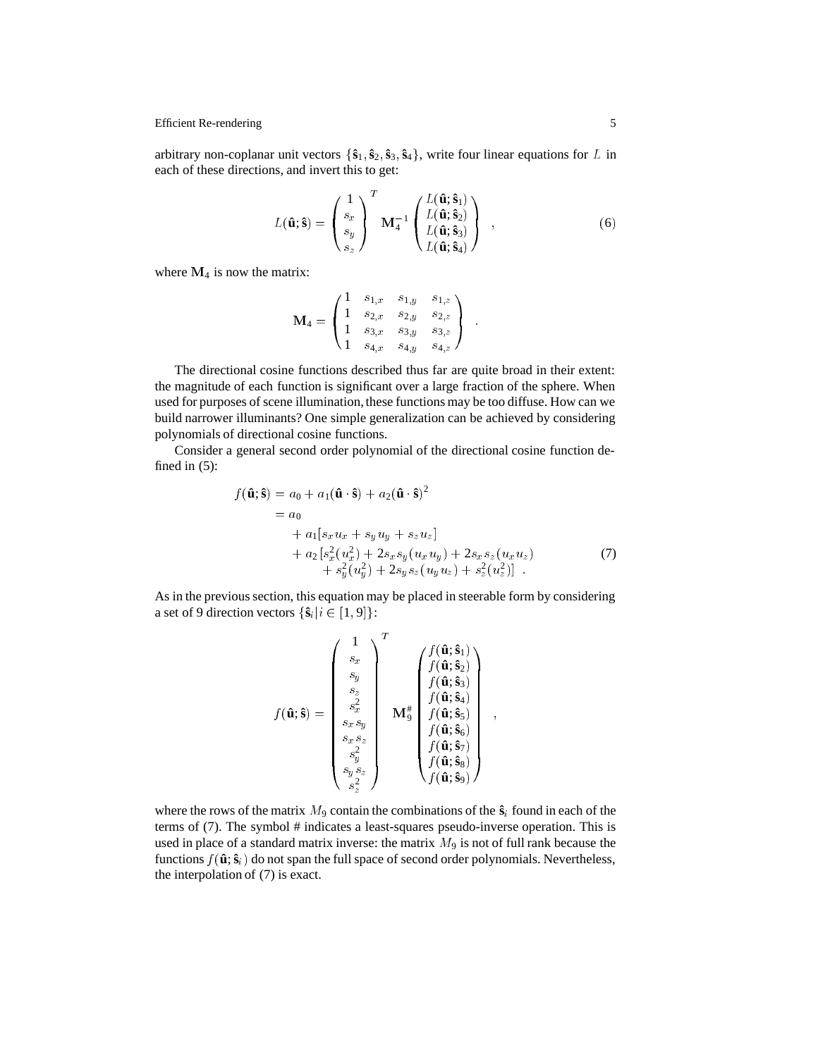arbitrary non-coplanar unit vectors $\{\hat{\mathbf{s}}_1, \hat{\mathbf{s}}_2, \hat{\mathbf{s}}_3, \hat{\mathbf{s}}_4\}$, write four linear equations for $L$ in each of these directions, and invert this to get:

$$
L(\hat{\mathbf{u}}; \hat{\mathbf{s}}) = \begin{pmatrix} 1 \\ s_x \\ s_y \\ s_z \end{pmatrix}^T \mathbf{M}_4^{-1} \begin{pmatrix} L(\hat{\mathbf{u}}; \hat{\mathbf{s}}_1) \\ L(\hat{\mathbf{u}}; \hat{\mathbf{s}}_2) \\ L(\hat{\mathbf{u}}; \hat{\mathbf{s}}_3) \\ L(\hat{\mathbf{u}}; \hat{\mathbf{s}}_4) \end{pmatrix} \quad , \tag{6}
$$

where $\mathbf{M}_4$ is now the matrix:

$$
\mathbf{M}_4 = \begin{pmatrix} 1 & s_{1,x} & s_{1,y} & s_{1,z} \\ 1 & s_{2,x} & s_{2,y} & s_{2,z} \\ 1 & s_{3,x} & s_{3,y} & s_{3,z} \\ 1 & s_{4,x} & s_{4,y} & s_{4,z} \end{pmatrix} \quad .
$$

The directional cosine functions described thus far are quite broad in their extent: the magnitude of each function is significant over a large fraction of the sphere. When used for purposes of scene illumination, these functions may be too diffuse. How can we build narrower illuminants? One simple generalization can be achieved by considering polynomials of directional cosine functions.

Consider a general second order polynomial of the directional cosine function defined in (5):

$$
\begin{aligned}
f(\hat{\mathbf{u}}; \hat{\mathbf{s}}) &= a_0 + a_1(\hat{\mathbf{u}} \cdot \hat{\mathbf{s}}) + a_2(\hat{\mathbf{u}} \cdot \hat{\mathbf{s}})^2 \\
&= a_0 \\
&\quad + a_1[s_x u_x + s_y u_y + s_z u_z] \\
&\quad + a_2\,[s_x^2(u_x^2) + 2 s_x s_y (u_x u_y) + 2 s_x s_z (u_x u_z) \\
&\qquad + s_y^2(u_y^2) + 2 s_y s_z (u_y u_z) + s_z^2(u_z^2)] \quad .
\end{aligned} \tag{7}
$$

As in the previous section, this equation may be placed in steerable form by considering a set of 9 direction vectors $\{\hat{\mathbf{s}}_i | i \in [1, 9]\}$:

$$
f(\hat{\mathbf{u}}; \hat{\mathbf{s}}) = \begin{pmatrix} 1 \\ s_x \\ s_y \\ s_z \\ s_x^2 \\ s_x s_y \\ s_x s_z \\ s_y^2 \\ s_y s_z \\ s_z^2 \end{pmatrix}^T \mathbf{M}_9^{\#} \begin{pmatrix} f(\hat{\mathbf{u}}; \hat{\mathbf{s}}_1) \\ f(\hat{\mathbf{u}}; \hat{\mathbf{s}}_2) \\ f(\hat{\mathbf{u}}; \hat{\mathbf{s}}_3) \\ f(\hat{\mathbf{u}}; \hat{\mathbf{s}}_4) \\ f(\hat{\mathbf{u}}; \hat{\mathbf{s}}_5) \\ f(\hat{\mathbf{u}}; \hat{\mathbf{s}}_6) \\ f(\hat{\mathbf{u}}; \hat{\mathbf{s}}_7) \\ f(\hat{\mathbf{u}}; \hat{\mathbf{s}}_8) \\ f(\hat{\mathbf{u}}; \hat{\mathbf{s}}_9) \end{pmatrix} \quad ,
$$

where the rows of the matrix $M_9$ contain the combinations of the $\hat{\mathbf{s}}_i$ found in each of the terms of (7). The symbol # indicates a least-squares pseudo-inverse operation. This is used in place of a standard matrix inverse: the matrix $M_9$ is not of full rank because the functions $f(\hat{\mathbf{u}}; \hat{\mathbf{s}}_i)$ do not span the full space of second order polynomials. Nevertheless, the interpolation of (7) is exact.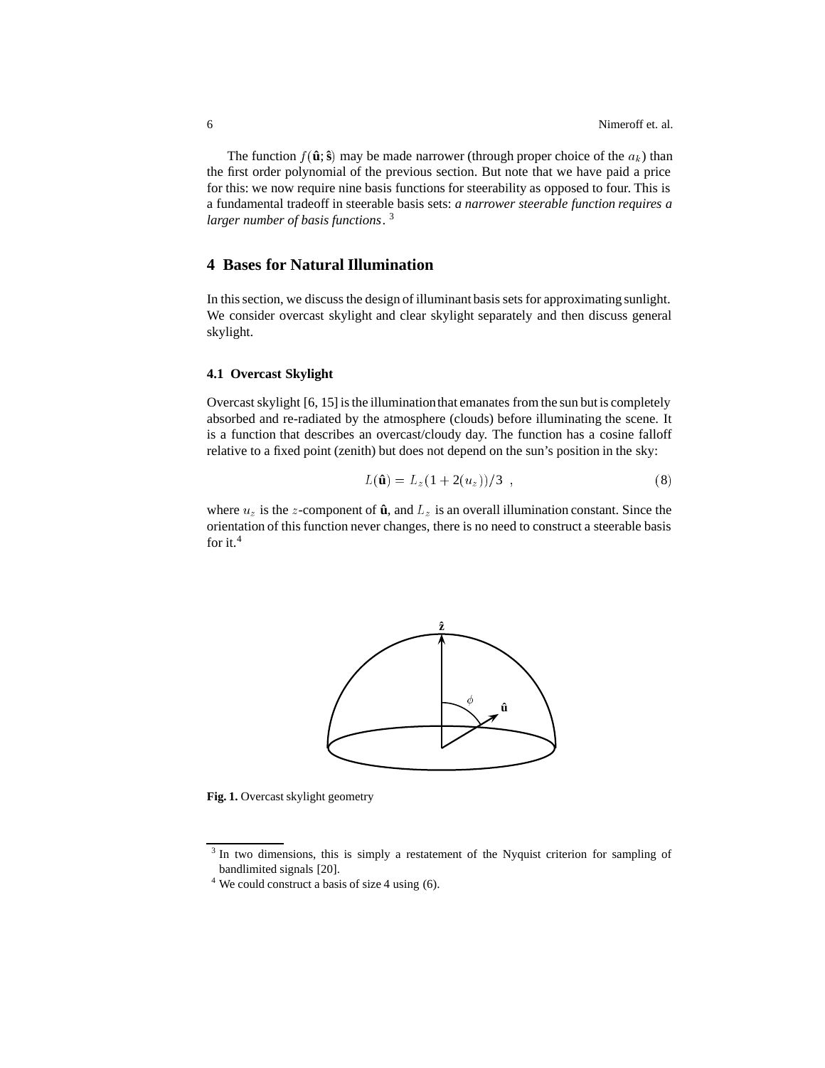The function $f(\hat{\mathbf{u}}; \hat{\mathbf{s}})$ may be made narrower (through proper choice of the $a_k$) than the first order polynomial of the previous section. But note that we have paid a price for this: we now require nine basis functions for steerability as opposed to four. This is a fundamental tradeoff in steerable basis sets: *a narrower steerable function requires a larger number of basis functions*. [3]

## 4 Bases for Natural Illumination

In this section, we discuss the design of illuminant basis sets for approximating sunlight. We consider overcast skylight and clear skylight separately and then discuss general skylight.

### 4.1 Overcast Skylight

Overcast skylight [6, 15] is the illumination that emanates from the sun but is completely absorbed and re-radiated by the atmosphere (clouds) before illuminating the scene. It is a function that describes an overcast/cloudy day. The function has a cosine falloff relative to a fixed point (zenith) but does not depend on the sun's position in the sky:

$$L(\hat{\mathbf{u}}) = L_z(1 + 2(u_z))/3 \ , \tag{8}$$

where $u_z$ is the $z$-component of $\hat{\mathbf{u}}$, and $L_z$ is an overall illumination constant. Since the orientation of this function never changes, there is no need to construct a steerable basis for it.[4]

**Fig. 1.** Overcast skylight geometry

[3] In two dimensions, this is simply a restatement of the Nyquist criterion for sampling of bandlimited signals [20].

[4] We could construct a basis of size 4 using (6).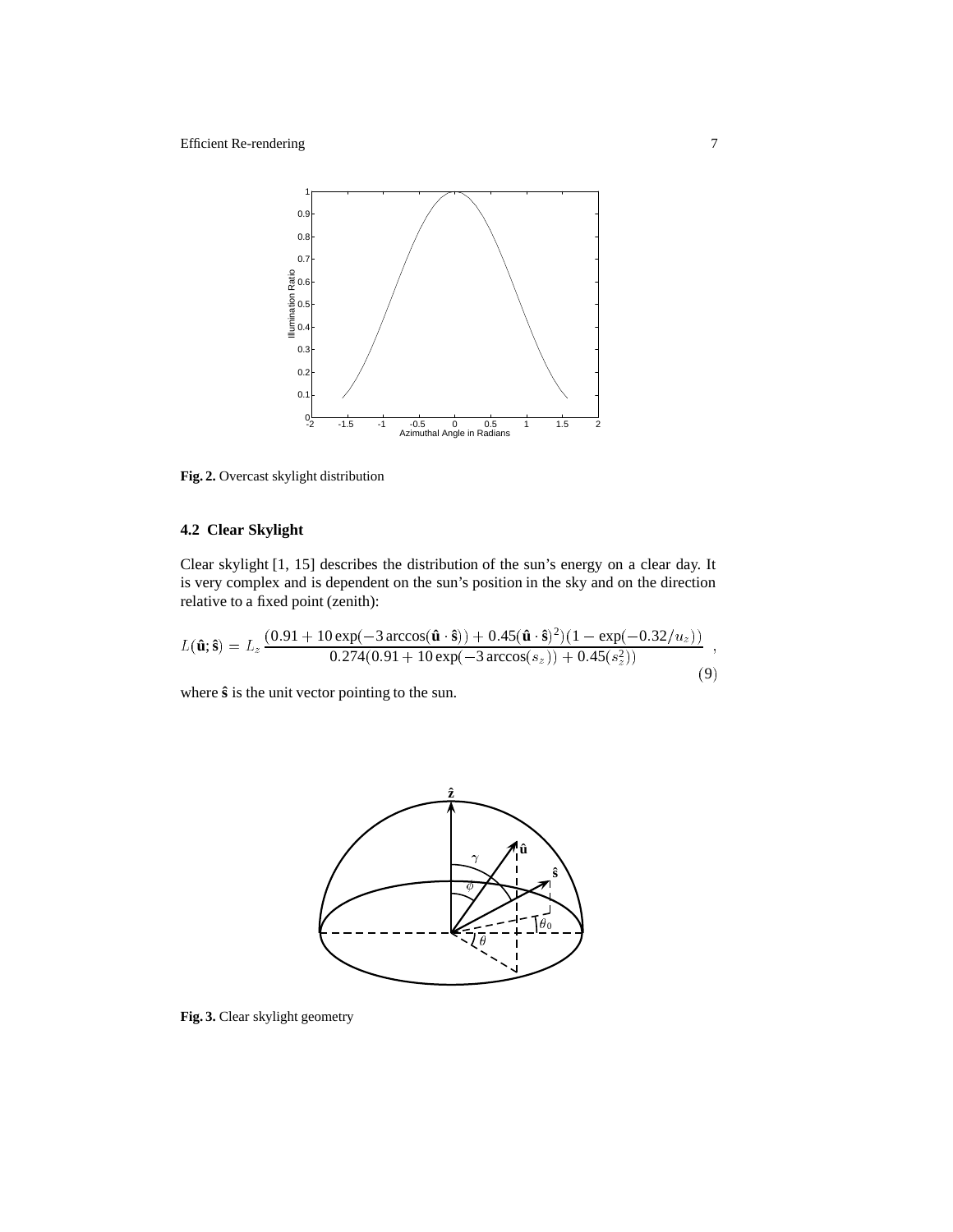**Fig. 2.** Overcast skylight distribution

### 4.2 Clear Skylight

Clear skylight [1, 15] describes the distribution of the sun's energy on a clear day. It is very complex and is dependent on the sun's position in the sky and on the direction relative to a fixed point (zenith):

$$L(\hat{\mathbf{u}}; \hat{\mathbf{s}}) = L_z \frac{(0.91 + 10\exp(-3\arccos(\hat{\mathbf{u}} \cdot \hat{\mathbf{s}})) + 0.45(\hat{\mathbf{u}} \cdot \hat{\mathbf{s}})^2)(1 - \exp(-0.32/u_z))}{0.274(0.91 + 10\exp(-3\arccos(s_z)) + 0.45(s_z^2))} , \tag{9}$$

where $\hat{\mathbf{s}}$ is the unit vector pointing to the sun.

**Fig. 3.** Clear skylight geometry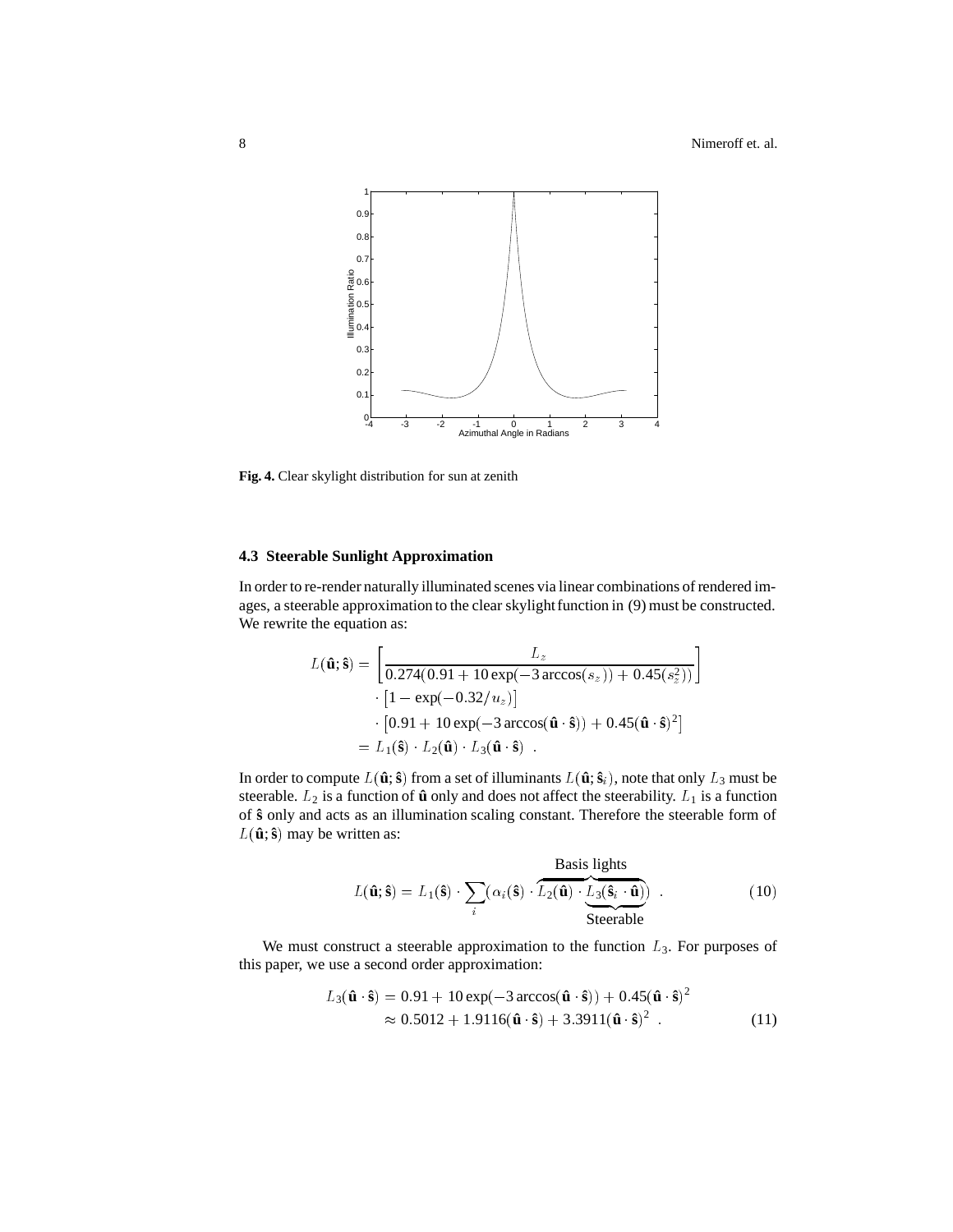**Fig. 4.** Clear skylight distribution for sun at zenith

### 4.3 Steerable Sunlight Approximation

In order to re-render naturally illuminated scenes via linear combinations of rendered images, a steerable approximation to the clear skylight function in (9) must be constructed. We rewrite the equation as:

$$
\begin{aligned}
L(\hat{\mathbf{u}}; \hat{\mathbf{s}}) &= \left[ \frac{L_z}{0.274(0.91 + 10\exp(-3\arccos(s_z)) + 0.45(s_z^2))} \right] \\
&\quad \cdot \left[ 1 - \exp(-0.32/u_z) \right] \\
&\quad \cdot \left[ 0.91 + 10\exp(-3\arccos(\hat{\mathbf{u}} \cdot \hat{\mathbf{s}})) + 0.45(\hat{\mathbf{u}} \cdot \hat{\mathbf{s}})^2 \right] \\
&= L_1(\hat{\mathbf{s}}) \cdot L_2(\hat{\mathbf{u}}) \cdot L_3(\hat{\mathbf{u}} \cdot \hat{\mathbf{s}}) \ .
\end{aligned}
$$

In order to compute $L(\hat{\mathbf{u}}; \hat{\mathbf{s}})$ from a set of illuminants $L(\hat{\mathbf{u}}; \hat{\mathbf{s}}_i)$, note that only $L_3$ must be steerable. $L_2$ is a function of $\hat{\mathbf{u}}$ only and does not affect the steerability. $L_1$ is a function of $\hat{\mathbf{s}}$ only and acts as an illumination scaling constant. Therefore the steerable form of $L(\hat{\mathbf{u}}; \hat{\mathbf{s}})$ may be written as:

$$
L(\hat{\mathbf{u}}; \hat{\mathbf{s}}) = L_1(\hat{\mathbf{s}}) \cdot \sum_i \big( \alpha_i(\hat{\mathbf{s}}) \cdot \overbrace{L_2(\hat{\mathbf{u}}) \cdot \underbrace{L_3(\hat{\mathbf{s}}_i \cdot \hat{\mathbf{u}})}_{\text{Steerable}}}^{\text{Basis lights}} \big) \ . \tag{10}
$$

We must construct a steerable approximation to the function $L_3$. For purposes of this paper, we use a second order approximation:

$$
\begin{aligned}
L_3(\hat{\mathbf{u}} \cdot \hat{\mathbf{s}}) &= 0.91 + 10\exp(-3\arccos(\hat{\mathbf{u}} \cdot \hat{\mathbf{s}})) + 0.45(\hat{\mathbf{u}} \cdot \hat{\mathbf{s}})^2 \\
&\approx 0.5012 + 1.9116(\hat{\mathbf{u}} \cdot \hat{\mathbf{s}}) + 3.3911(\hat{\mathbf{u}} \cdot \hat{\mathbf{s}})^2 \ .
\end{aligned} \tag{11}
$$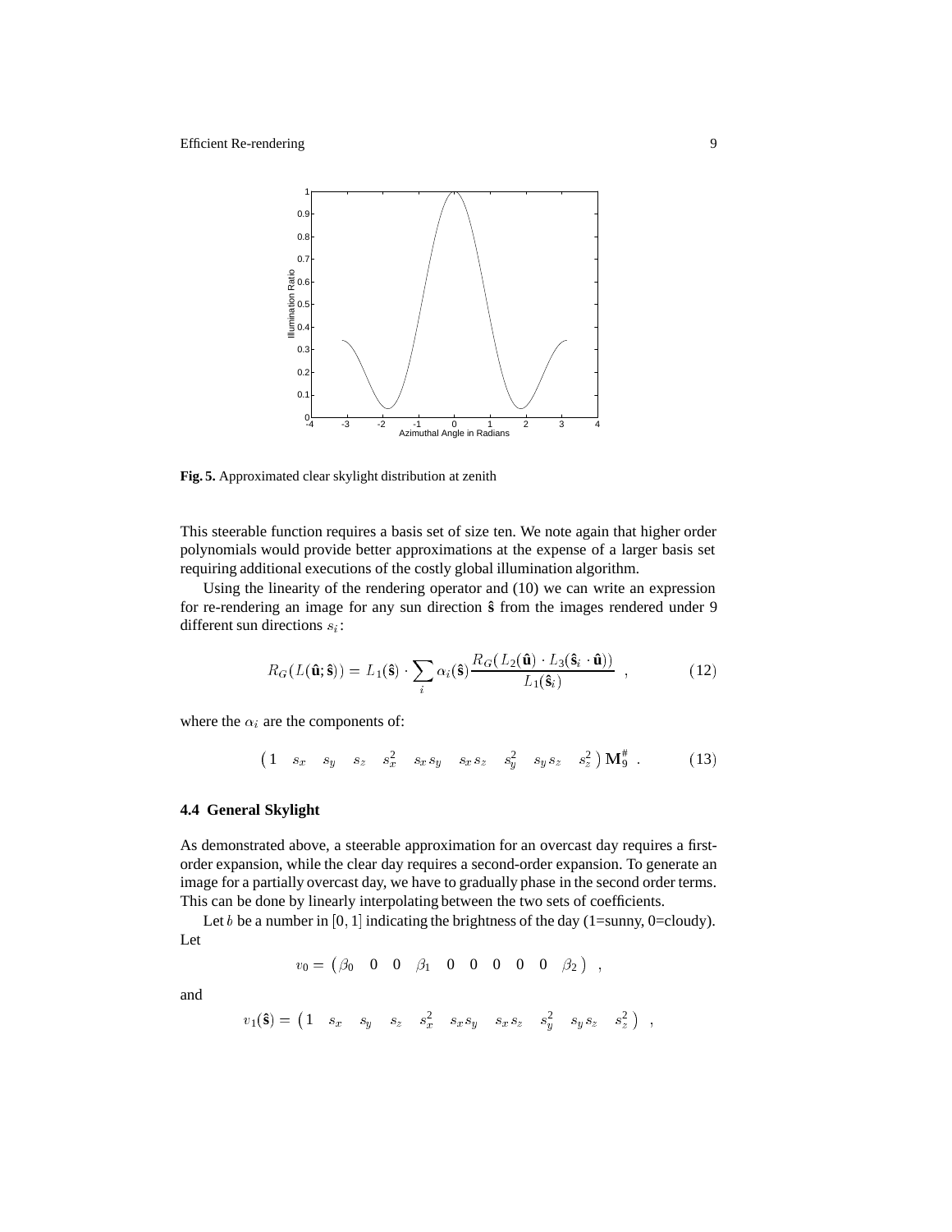**Fig. 5.** Approximated clear skylight distribution at zenith

This steerable function requires a basis set of size ten. We note again that higher order polynomials would provide better approximations at the expense of a larger basis set requiring additional executions of the costly global illumination algorithm.

Using the linearity of the rendering operator and (10) we can write an expression for re-rendering an image for any sun direction $\hat{\mathbf{s}}$ from the images rendered under 9 different sun directions $s_i$:

$$R_G(L(\hat{\mathbf{u}}; \hat{\mathbf{s}})) = L_1(\hat{\mathbf{s}}) \cdot \sum_i \alpha_i(\hat{\mathbf{s}}) \frac{R_G(L_2(\hat{\mathbf{u}}) \cdot L_3(\hat{\mathbf{s}}_i \cdot \hat{\mathbf{u}}))}{L_1(\hat{\mathbf{s}}_i)} \quad , \tag{12}$$

where the $\alpha_i$ are the components of:

$$\begin{pmatrix} 1 & s_x & s_y & s_z & s_x^2 & s_x s_y & s_x s_z & s_y^2 & s_y s_z & s_z^2 \end{pmatrix} \mathbf{M}_9^{\#} \ . \tag{13}$$

### 4.4 General Skylight

As demonstrated above, a steerable approximation for an overcast day requires a first-order expansion, while the clear day requires a second-order expansion. To generate an image for a partially overcast day, we have to gradually phase in the second order terms. This can be done by linearly interpolating between the two sets of coefficients.

Let $b$ be a number in $[0, 1]$ indicating the brightness of the day (1=sunny, 0=cloudy). Let

$$v_0 = \begin{pmatrix} \beta_0 & 0 & 0 & \beta_1 & 0 & 0 & 0 & 0 & 0 & \beta_2 \end{pmatrix} \ ,$$

and

$$v_1(\hat{\mathbf{s}}) = \begin{pmatrix} 1 & s_x & s_y & s_z & s_x^2 & s_x s_y & s_x s_z & s_y^2 & s_y s_z & s_z^2 \end{pmatrix} \ ,$$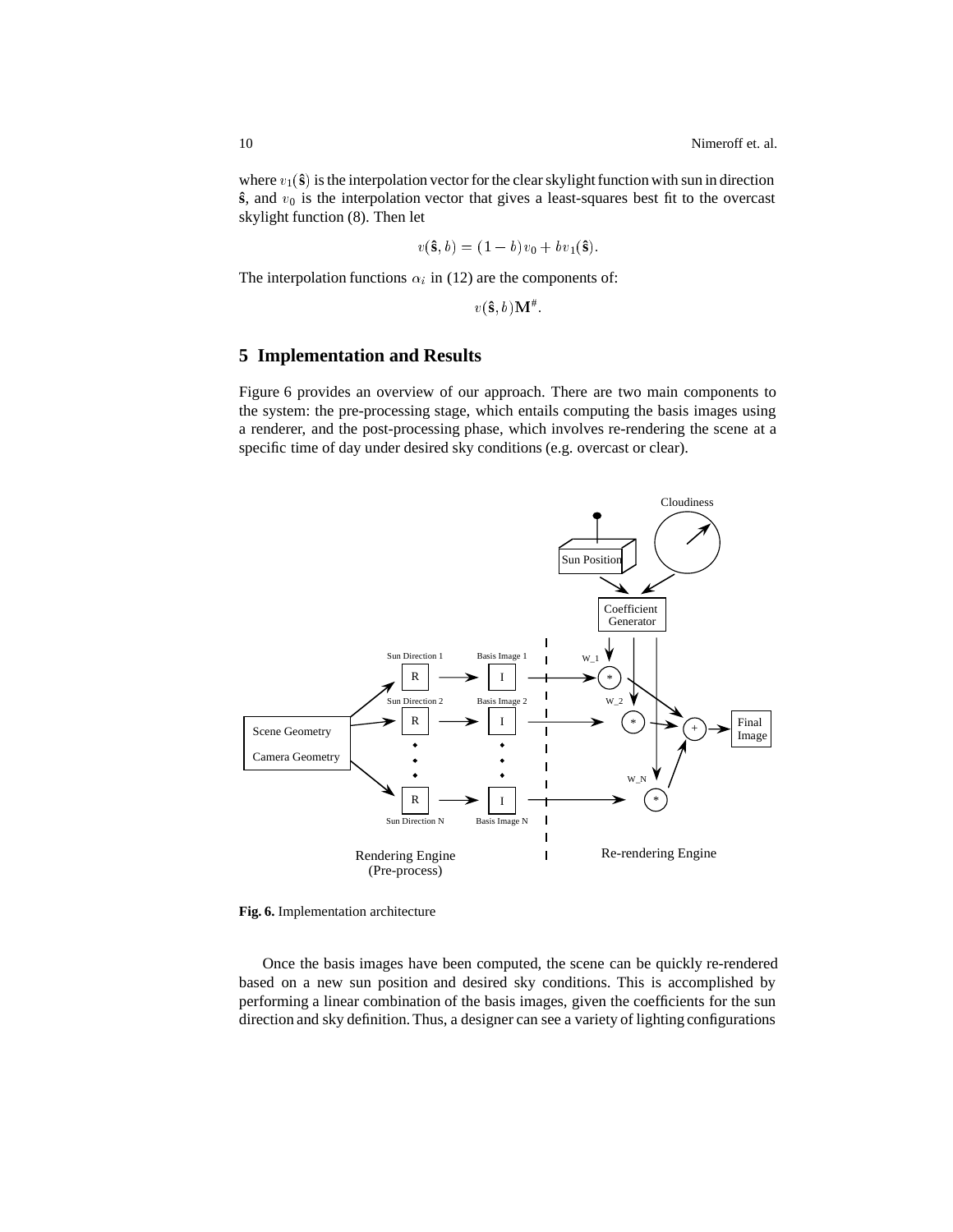where $v_1(\hat{\mathbf{s}})$ is the interpolation vector for the clear skylight function with sun in direction $\hat{\mathbf{s}}$, and $v_0$ is the interpolation vector that gives a least-squares best fit to the overcast skylight function (8). Then let

$$v(\hat{\mathbf{s}}, b) = (1 - b)v_0 + bv_1(\hat{\mathbf{s}}).$$

The interpolation functions $\alpha_i$ in (12) are the components of:

$$v(\hat{\mathbf{s}}, b)\mathbf{M}^{\#}.$$

## 5 Implementation and Results

Figure 6 provides an overview of our approach. There are two main components to the system: the pre-processing stage, which entails computing the basis images using a renderer, and the post-processing phase, which involves re-rendering the scene at a specific time of day under desired sky conditions (e.g. overcast or clear).

**Fig. 6.** Implementation architecture

Once the basis images have been computed, the scene can be quickly re-rendered based on a new sun position and desired sky conditions. This is accomplished by performing a linear combination of the basis images, given the coefficients for the sun direction and sky definition. Thus, a designer can see a variety of lighting configurations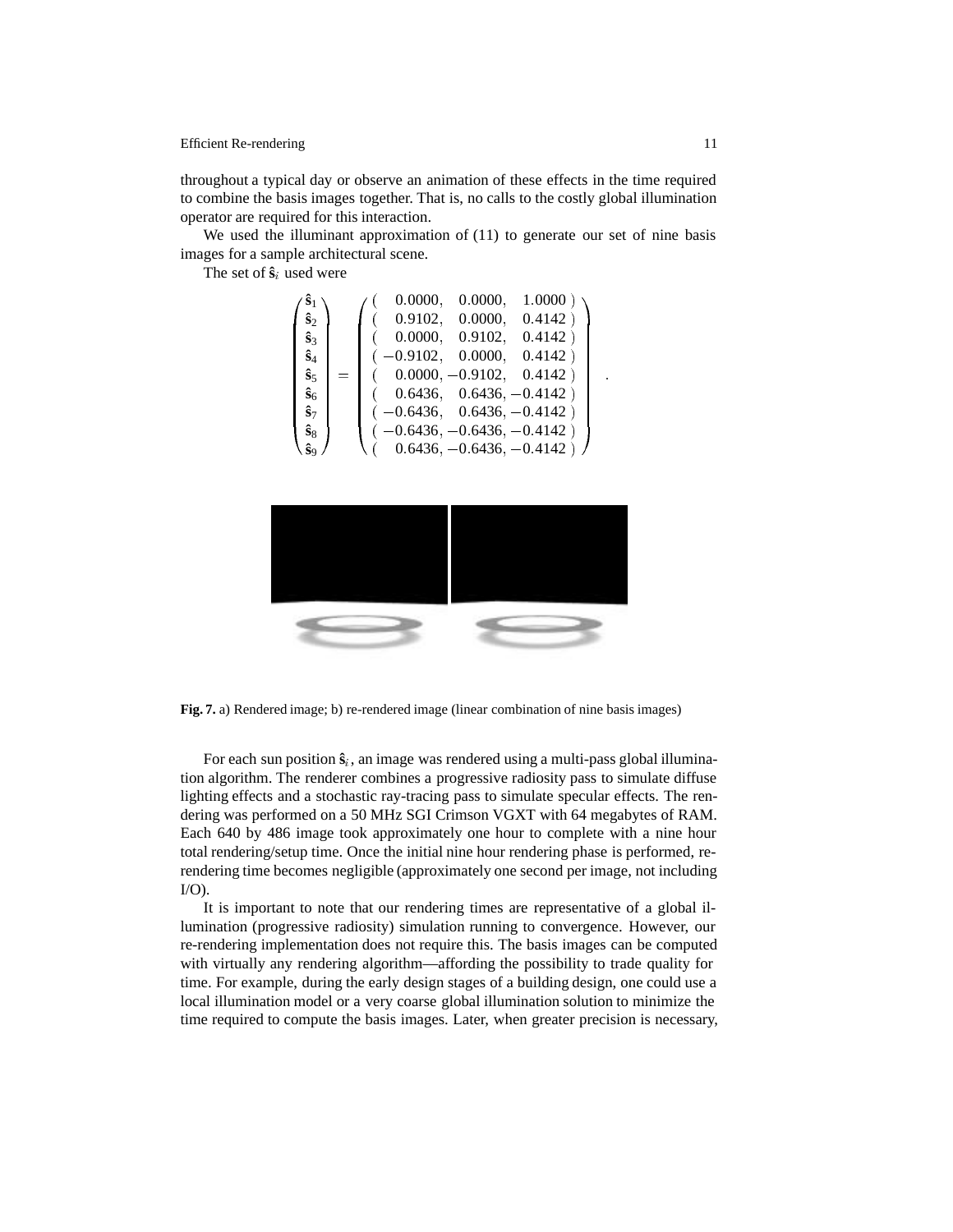throughout a typical day or observe an animation of these effects in the time required to combine the basis images together. That is, no calls to the costly global illumination operator are required for this interaction.

We used the illuminant approximation of (11) to generate our set of nine basis images for a sample architectural scene.

The set of $\hat{\mathbf{s}}_i$ used were

$$
\begin{pmatrix} \hat{\mathbf{s}}_1 \\ \hat{\mathbf{s}}_2 \\ \hat{\mathbf{s}}_3 \\ \hat{\mathbf{s}}_4 \\ \hat{\mathbf{s}}_5 \\ \hat{\mathbf{s}}_6 \\ \hat{\mathbf{s}}_7 \\ \hat{\mathbf{s}}_8 \\ \hat{\mathbf{s}}_9 \end{pmatrix} = \begin{pmatrix} (\ \ 0.0000, & 0.0000, & 1.0000\ ) \\ (\ \ 0.9102, & 0.0000, & 0.4142\ ) \\ (\ \ 0.0000, & 0.9102, & 0.4142\ ) \\ (\ -0.9102, & 0.0000, & 0.4142\ ) \\ (\ \ 0.0000, & -0.9102, & 0.4142\ ) \\ (\ \ 0.6436, & 0.6436, & -0.4142\ ) \\ (\ -0.6436, & 0.6436, & -0.4142\ ) \\ (\ -0.6436, & -0.6436, & -0.4142\ ) \\ (\ \ 0.6436, & -0.6436, & -0.4142\ ) \end{pmatrix} .
$$

**Fig. 7.** a) Rendered image; b) re-rendered image (linear combination of nine basis images)

For each sun position $\hat{\mathbf{s}}_i$, an image was rendered using a multi-pass global illumination algorithm. The renderer combines a progressive radiosity pass to simulate diffuse lighting effects and a stochastic ray-tracing pass to simulate specular effects. The rendering was performed on a 50 MHz SGI Crimson VGXT with 64 megabytes of RAM. Each 640 by 486 image took approximately one hour to complete with a nine hour total rendering/setup time. Once the initial nine hour rendering phase is performed, re-rendering time becomes negligible (approximately one second per image, not including I/O).

It is important to note that our rendering times are representative of a global illumination (progressive radiosity) simulation running to convergence. However, our re-rendering implementation does not require this. The basis images can be computed with virtually any rendering algorithm—affording the possibility to trade quality for time. For example, during the early design stages of a building design, one could use a local illumination model or a very coarse global illumination solution to minimize the time required to compute the basis images. Later, when greater precision is necessary,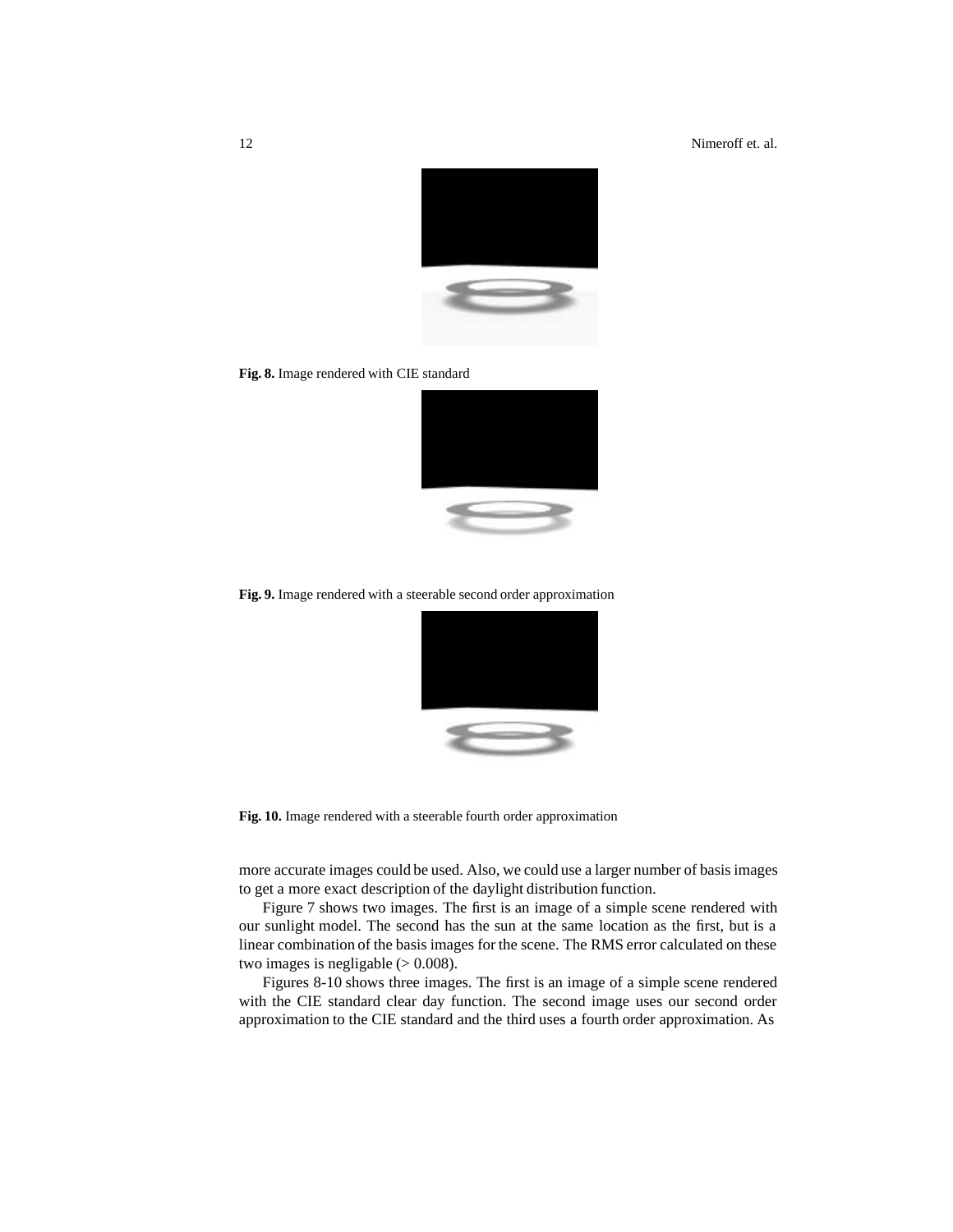**Fig. 8.** Image rendered with CIE standard

**Fig. 9.** Image rendered with a steerable second order approximation

**Fig. 10.** Image rendered with a steerable fourth order approximation

more accurate images could be used. Also, we could use a larger number of basis images to get a more exact description of the daylight distribution function.

Figure 7 shows two images. The first is an image of a simple scene rendered with our sunlight model. The second has the sun at the same location as the first, but is a linear combination of the basis images for the scene. The RMS error calculated on these two images is negligable (> 0.008).

Figures 8-10 shows three images. The first is an image of a simple scene rendered with the CIE standard clear day function. The second image uses our second order approximation to the CIE standard and the third uses a fourth order approximation. As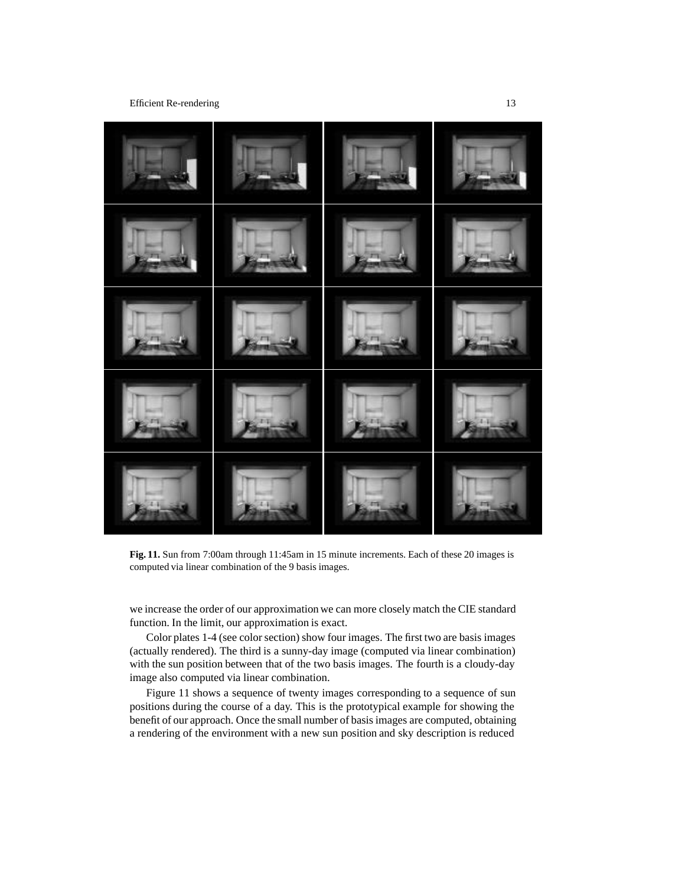**Fig. 11.** Sun from 7:00am through 11:45am in 15 minute increments. Each of these 20 images is computed via linear combination of the 9 basis images.

we increase the order of our approximation we can more closely match the CIE standard function. In the limit, our approximation is exact.

Color plates 1-4 (see color section) show four images. The first two are basis images (actually rendered). The third is a sunny-day image (computed via linear combination) with the sun position between that of the two basis images. The fourth is a cloudy-day image also computed via linear combination.

Figure 11 shows a sequence of twenty images corresponding to a sequence of sun positions during the course of a day. This is the prototypical example for showing the benefit of our approach. Once the small number of basis images are computed, obtaining a rendering of the environment with a new sun position and sky description is reduced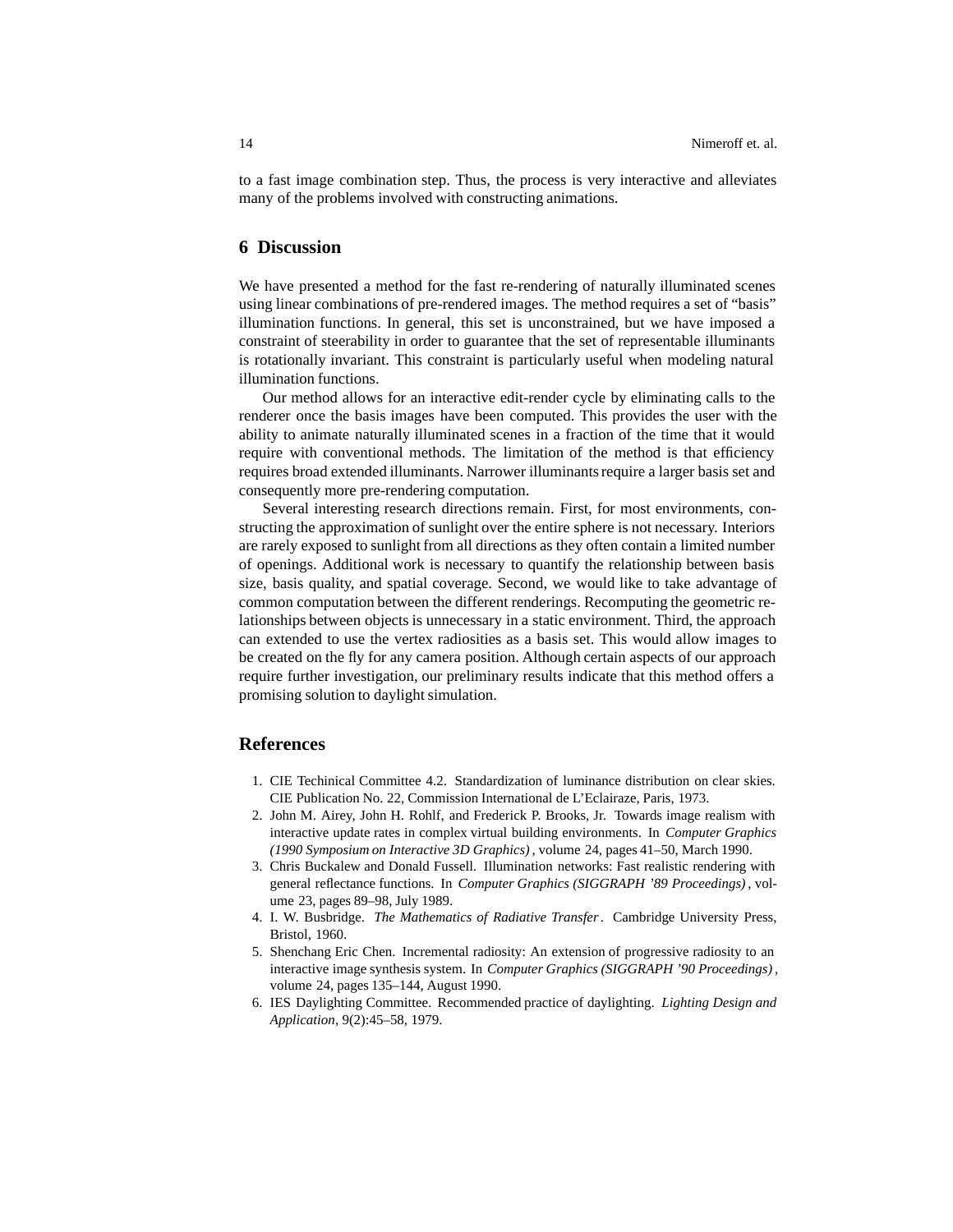to a fast image combination step. Thus, the process is very interactive and alleviates many of the problems involved with constructing animations.

## 6 Discussion

We have presented a method for the fast re-rendering of naturally illuminated scenes using linear combinations of pre-rendered images. The method requires a set of "basis" illumination functions. In general, this set is unconstrained, but we have imposed a constraint of steerability in order to guarantee that the set of representable illuminants is rotationally invariant. This constraint is particularly useful when modeling natural illumination functions.

Our method allows for an interactive edit-render cycle by eliminating calls to the renderer once the basis images have been computed. This provides the user with the ability to animate naturally illuminated scenes in a fraction of the time that it would require with conventional methods. The limitation of the method is that efficiency requires broad extended illuminants. Narrower illuminants require a larger basis set and consequently more pre-rendering computation.

Several interesting research directions remain. First, for most environments, constructing the approximation of sunlight over the entire sphere is not necessary. Interiors are rarely exposed to sunlight from all directions as they often contain a limited number of openings. Additional work is necessary to quantify the relationship between basis size, basis quality, and spatial coverage. Second, we would like to take advantage of common computation between the different renderings. Recomputing the geometric relationships between objects is unnecessary in a static environment. Third, the approach can extended to use the vertex radiosities as a basis set. This would allow images to be created on the fly for any camera position. Although certain aspects of our approach require further investigation, our preliminary results indicate that this method offers a promising solution to daylight simulation.

## References

1. CIE Techinical Committee 4.2. Standardization of luminance distribution on clear skies. CIE Publication No. 22, Commission International de L'Eclairaze, Paris, 1973.
2. John M. Airey, John H. Rohlf, and Frederick P. Brooks, Jr. Towards image realism with interactive update rates in complex virtual building environments. In *Computer Graphics (1990 Symposium on Interactive 3D Graphics)*, volume 24, pages 41–50, March 1990.
3. Chris Buckalew and Donald Fussell. Illumination networks: Fast realistic rendering with general reflectance functions. In *Computer Graphics (SIGGRAPH '89 Proceedings)*, volume 23, pages 89–98, July 1989.
4. I. W. Busbridge. *The Mathematics of Radiative Transfer*. Cambridge University Press, Bristol, 1960.
5. Shenchang Eric Chen. Incremental radiosity: An extension of progressive radiosity to an interactive image synthesis system. In *Computer Graphics (SIGGRAPH '90 Proceedings)*, volume 24, pages 135–144, August 1990.
6. IES Daylighting Committee. Recommended practice of daylighting. *Lighting Design and Application*, 9(2):45–58, 1979.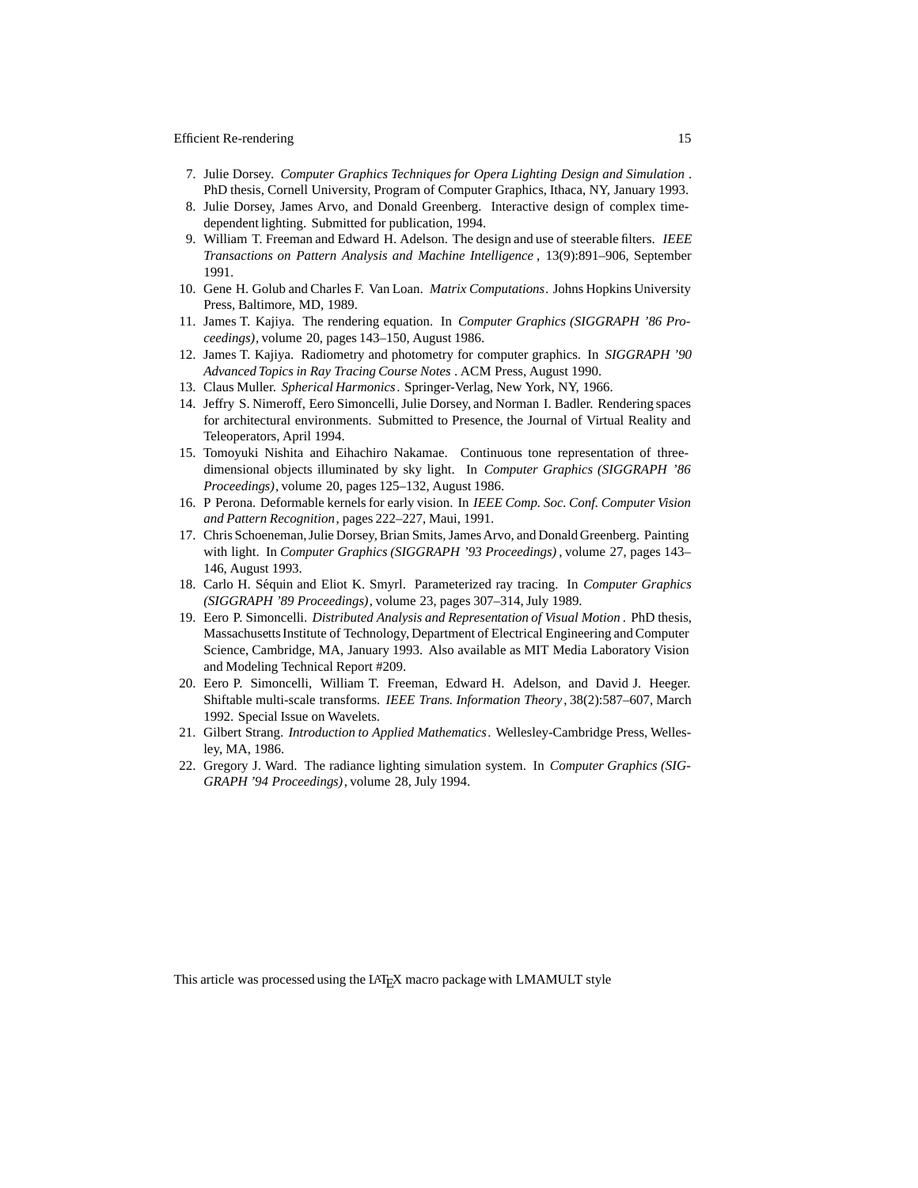7. Julie Dorsey. *Computer Graphics Techniques for Opera Lighting Design and Simulation*. PhD thesis, Cornell University, Program of Computer Graphics, Ithaca, NY, January 1993.
8. Julie Dorsey, James Arvo, and Donald Greenberg. Interactive design of complex time-dependent lighting. Submitted for publication, 1994.
9. William T. Freeman and Edward H. Adelson. The design and use of steerable filters. *IEEE Transactions on Pattern Analysis and Machine Intelligence*, 13(9):891–906, September 1991.
10. Gene H. Golub and Charles F. Van Loan. *Matrix Computations*. Johns Hopkins University Press, Baltimore, MD, 1989.
11. James T. Kajiya. The rendering equation. In *Computer Graphics (SIGGRAPH '86 Proceedings)*, volume 20, pages 143–150, August 1986.
12. James T. Kajiya. Radiometry and photometry for computer graphics. In *SIGGRAPH '90 Advanced Topics in Ray Tracing Course Notes*. ACM Press, August 1990.
13. Claus Muller. *Spherical Harmonics*. Springer-Verlag, New York, NY, 1966.
14. Jeffry S. Nimeroff, Eero Simoncelli, Julie Dorsey, and Norman I. Badler. Rendering spaces for architectural environments. Submitted to Presence, the Journal of Virtual Reality and Teleoperators, April 1994.
15. Tomoyuki Nishita and Eihachiro Nakamae. Continuous tone representation of three-dimensional objects illuminated by sky light. In *Computer Graphics (SIGGRAPH '86 Proceedings)*, volume 20, pages 125–132, August 1986.
16. P Perona. Deformable kernels for early vision. In *IEEE Comp. Soc. Conf. Computer Vision and Pattern Recognition*, pages 222–227, Maui, 1991.
17. Chris Schoeneman, Julie Dorsey, Brian Smits, James Arvo, and Donald Greenberg. Painting with light. In *Computer Graphics (SIGGRAPH '93 Proceedings)*, volume 27, pages 143–146, August 1993.
18. Carlo H. Séquin and Eliot K. Smyrl. Parameterized ray tracing. In *Computer Graphics (SIGGRAPH '89 Proceedings)*, volume 23, pages 307–314, July 1989.
19. Eero P. Simoncelli. *Distributed Analysis and Representation of Visual Motion*. PhD thesis, Massachusetts Institute of Technology, Department of Electrical Engineering and Computer Science, Cambridge, MA, January 1993. Also available as MIT Media Laboratory Vision and Modeling Technical Report #209.
20. Eero P. Simoncelli, William T. Freeman, Edward H. Adelson, and David J. Heeger. Shiftable multi-scale transforms. *IEEE Trans. Information Theory*, 38(2):587–607, March 1992. Special Issue on Wavelets.
21. Gilbert Strang. *Introduction to Applied Mathematics*. Wellesley-Cambridge Press, Wellesley, MA, 1986.
22. Gregory J. Ward. The radiance lighting simulation system. In *Computer Graphics (SIGGRAPH '94 Proceedings)*, volume 28, July 1994.

This article was processed using the LaTeX macro package with LMAMULT style